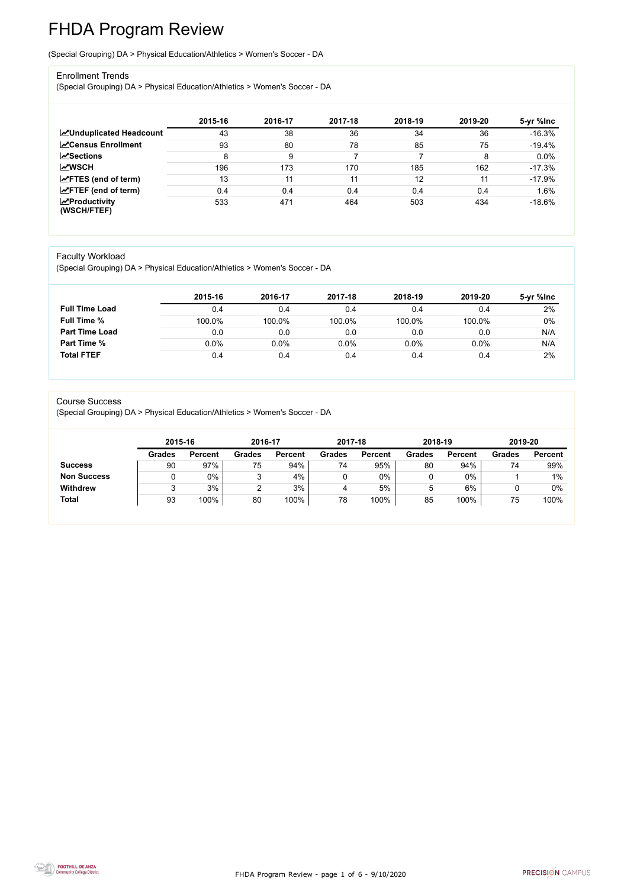# FHDA Program Review

(Special Grouping) DA > Physical Education/Athletics > Women's Soccer - DA

## Enrollment Trends

(Special Grouping) DA > Physical Education/Athletics > Women's Soccer - DA

| | 2015-16 | 2016-17 | 2017-18 | 2018-19 | 2019-20 | 5-yr %Inc |
|---|---|---|---|---|---|---|
| **Unduplicated Headcount** | 43 | 38 | 36 | 34 | 36 | -16.3% |
| **Census Enrollment** | 93 | 80 | 78 | 85 | 75 | -19.4% |
| **Sections** | 8 | 9 | 7 | 7 | 8 | 0.0% |
| **WSCH** | 196 | 173 | 170 | 185 | 162 | -17.3% |
| **FTES (end of term)** | 13 | 11 | 11 | 12 | 11 | -17.9% |
| **FTEF (end of term)** | 0.4 | 0.4 | 0.4 | 0.4 | 0.4 | 1.6% |
| **Productivity (WSCH/FTEF)** | 533 | 471 | 464 | 503 | 434 | -18.6% |

## Faculty Workload

(Special Grouping) DA > Physical Education/Athletics > Women's Soccer - DA

| | 2015-16 | 2016-17 | 2017-18 | 2018-19 | 2019-20 | 5-yr %Inc |
|---|---|---|---|---|---|---|
| **Full Time Load** | 0.4 | 0.4 | 0.4 | 0.4 | 0.4 | 2% |
| **Full Time %** | 100.0% | 100.0% | 100.0% | 100.0% | 100.0% | 0% |
| **Part Time Load** | 0.0 | 0.0 | 0.0 | 0.0 | 0.0 | N/A |
| **Part Time %** | 0.0% | 0.0% | 0.0% | 0.0% | 0.0% | N/A |
| **Total FTEF** | 0.4 | 0.4 | 0.4 | 0.4 | 0.4 | 2% |

## Course Success

(Special Grouping) DA > Physical Education/Athletics > Women's Soccer - DA

| | 2015-16 | | 2016-17 | | 2017-18 | | 2018-19 | | 2019-20 | |
|---|---|---|---|---|---|---|---|---|---|---|
| | Grades | Percent | Grades | Percent | Grades | Percent | Grades | Percent | Grades | Percent |
| **Success** | 90 | 97% | 75 | 94% | 74 | 95% | 80 | 94% | 74 | 99% |
| **Non Success** | 0 | 0% | 3 | 4% | 0 | 0% | 0 | 0% | 1 | 1% |
| **Withdrew** | 3 | 3% | 2 | 3% | 4 | 5% | 5 | 6% | 0 | 0% |
| **Total** | 93 | 100% | 80 | 100% | 78 | 100% | 85 | 100% | 75 | 100% |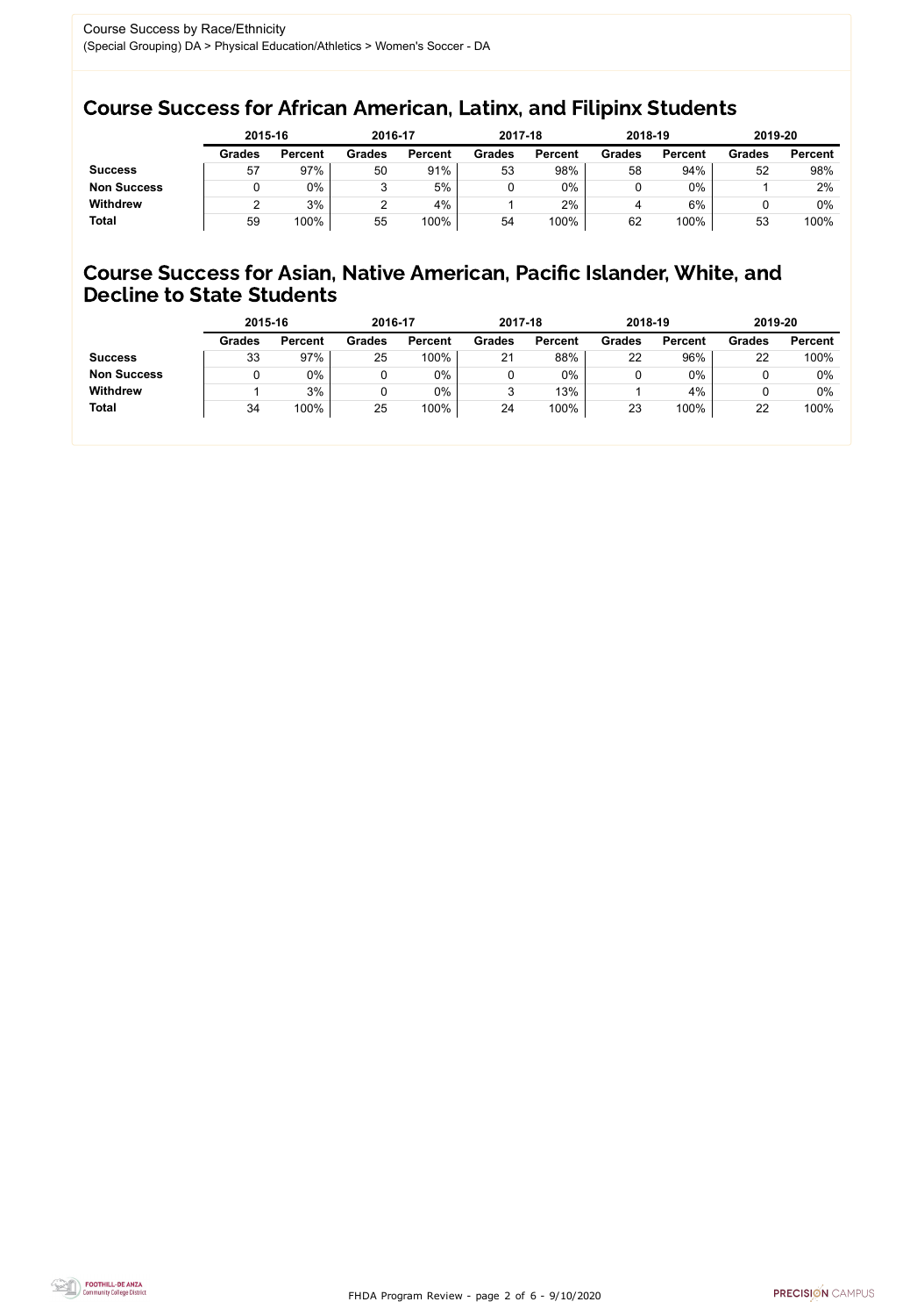Course Success by Race/Ethnicity
(Special Grouping) DA > Physical Education/Athletics > Women's Soccer - DA

## Course Success for African American, Latinx, and Filipinx Students

| | 2015-16 | | 2016-17 | | 2017-18 | | 2018-19 | | 2019-20 | |
|---|---|---|---|---|---|---|---|---|---|---|
| | **Grades** | **Percent** | **Grades** | **Percent** | **Grades** | **Percent** | **Grades** | **Percent** | **Grades** | **Percent** |
| **Success** | 57 | 97% | 50 | 91% | 53 | 98% | 58 | 94% | 52 | 98% |
| **Non Success** | 0 | 0% | 3 | 5% | 0 | 0% | 0 | 0% | 1 | 2% |
| **Withdrew** | 2 | 3% | 2 | 4% | 1 | 2% | 4 | 6% | 0 | 0% |
| **Total** | 59 | 100% | 55 | 100% | 54 | 100% | 62 | 100% | 53 | 100% |

## Course Success for Asian, Native American, Pacific Islander, White, and Decline to State Students

| | 2015-16 | | 2016-17 | | 2017-18 | | 2018-19 | | 2019-20 | |
|---|---|---|---|---|---|---|---|---|---|---|
| | **Grades** | **Percent** | **Grades** | **Percent** | **Grades** | **Percent** | **Grades** | **Percent** | **Grades** | **Percent** |
| **Success** | 33 | 97% | 25 | 100% | 21 | 88% | 22 | 96% | 22 | 100% |
| **Non Success** | 0 | 0% | 0 | 0% | 0 | 0% | 0 | 0% | 0 | 0% |
| **Withdrew** | 1 | 3% | 0 | 0% | 3 | 13% | 1 | 4% | 0 | 0% |
| **Total** | 34 | 100% | 25 | 100% | 24 | 100% | 23 | 100% | 22 | 100% |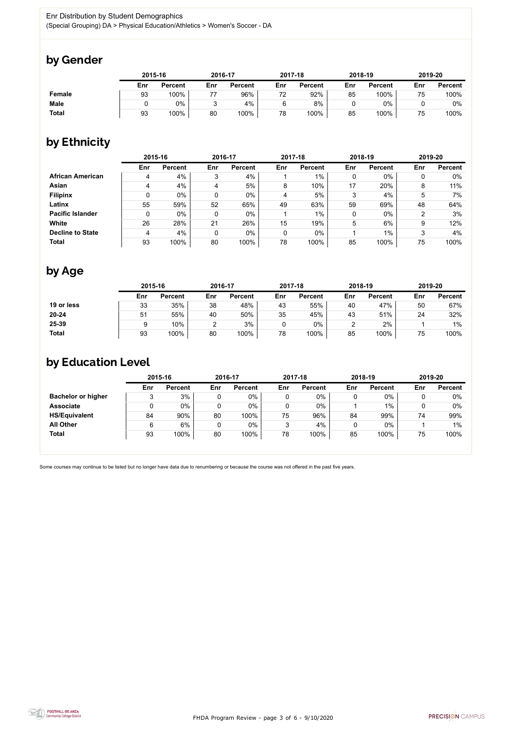Enr Distribution by Student Demographics
(Special Grouping) DA > Physical Education/Athletics > Women's Soccer - DA

## by Gender

| | 2015-16 | | 2016-17 | | 2017-18 | | 2018-19 | | 2019-20 | |
|---|---|---|---|---|---|---|---|---|---|---|
| | Enr | Percent | Enr | Percent | Enr | Percent | Enr | Percent | Enr | Percent |
| **Female** | 93 | 100% | 77 | 96% | 72 | 92% | 85 | 100% | 75 | 100% |
| **Male** | 0 | 0% | 3 | 4% | 6 | 8% | 0 | 0% | 0 | 0% |
| **Total** | 93 | 100% | 80 | 100% | 78 | 100% | 85 | 100% | 75 | 100% |

## by Ethnicity

| | 2015-16 | | 2016-17 | | 2017-18 | | 2018-19 | | 2019-20 | |
|---|---|---|---|---|---|---|---|---|---|---|
| | Enr | Percent | Enr | Percent | Enr | Percent | Enr | Percent | Enr | Percent |
| **African American** | 4 | 4% | 3 | 4% | 1 | 1% | 0 | 0% | 0 | 0% |
| **Asian** | 4 | 4% | 4 | 5% | 8 | 10% | 17 | 20% | 8 | 11% |
| **Filipinx** | 0 | 0% | 0 | 0% | 4 | 5% | 3 | 4% | 5 | 7% |
| **Latinx** | 55 | 59% | 52 | 65% | 49 | 63% | 59 | 69% | 48 | 64% |
| **Pacific Islander** | 0 | 0% | 0 | 0% | 1 | 1% | 0 | 0% | 2 | 3% |
| **White** | 26 | 28% | 21 | 26% | 15 | 19% | 5 | 6% | 9 | 12% |
| **Decline to State** | 4 | 4% | 0 | 0% | 0 | 0% | 1 | 1% | 3 | 4% |
| **Total** | 93 | 100% | 80 | 100% | 78 | 100% | 85 | 100% | 75 | 100% |

## by Age

| | 2015-16 | | 2016-17 | | 2017-18 | | 2018-19 | | 2019-20 | |
|---|---|---|---|---|---|---|---|---|---|---|
| | Enr | Percent | Enr | Percent | Enr | Percent | Enr | Percent | Enr | Percent |
| **19 or less** | 33 | 35% | 38 | 48% | 43 | 55% | 40 | 47% | 50 | 67% |
| **20-24** | 51 | 55% | 40 | 50% | 35 | 45% | 43 | 51% | 24 | 32% |
| **25-39** | 9 | 10% | 2 | 3% | 0 | 0% | 2 | 2% | 1 | 1% |
| **Total** | 93 | 100% | 80 | 100% | 78 | 100% | 85 | 100% | 75 | 100% |

## by Education Level

| | 2015-16 | | 2016-17 | | 2017-18 | | 2018-19 | | 2019-20 | |
|---|---|---|---|---|---|---|---|---|---|---|
| | Enr | Percent | Enr | Percent | Enr | Percent | Enr | Percent | Enr | Percent |
| **Bachelor or higher** | 3 | 3% | 0 | 0% | 0 | 0% | 0 | 0% | 0 | 0% |
| **Associate** | 0 | 0% | 0 | 0% | 0 | 0% | 1 | 1% | 0 | 0% |
| **HS/Equivalent** | 84 | 90% | 80 | 100% | 75 | 96% | 84 | 99% | 74 | 99% |
| **All Other** | 6 | 6% | 0 | 0% | 3 | 4% | 0 | 0% | 1 | 1% |
| **Total** | 93 | 100% | 80 | 100% | 78 | 100% | 85 | 100% | 75 | 100% |

Some courses may continue to be listed but no longer have data due to renumbering or because the course was not offered in the past five years.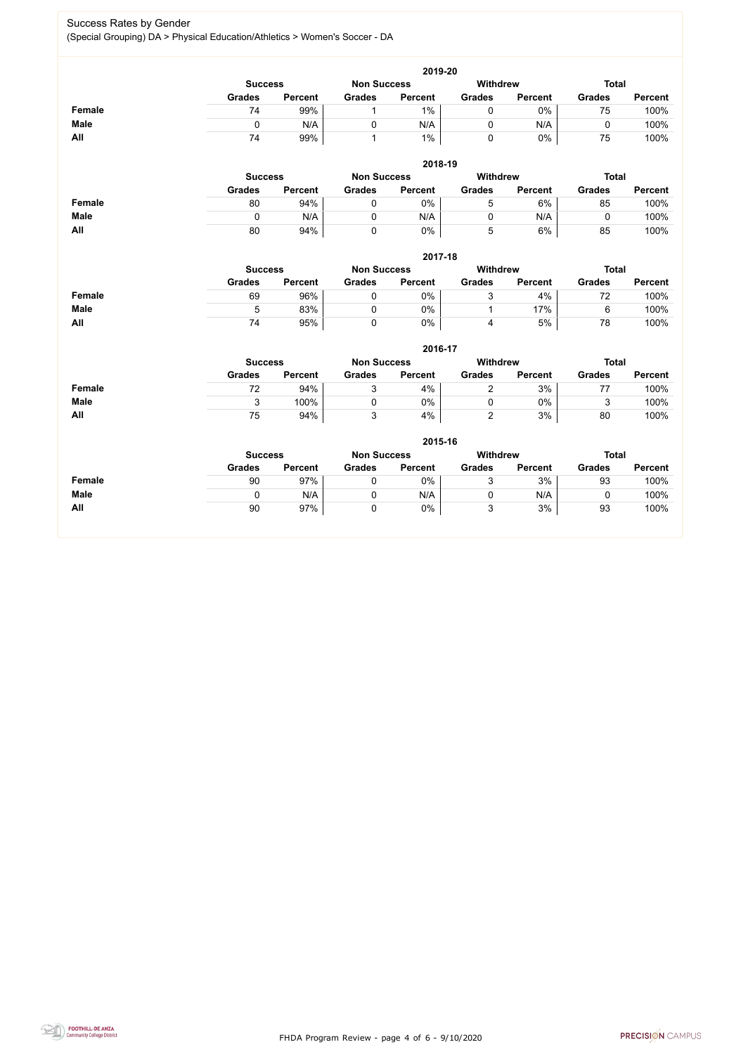## Success Rates by Gender

(Special Grouping) DA > Physical Education/Athletics > Women's Soccer - DA

### 2019-20

| | Success | | Non Success | | Withdrew | | Total | |
|---|---|---|---|---|---|---|---|---|
| | Grades | Percent | Grades | Percent | Grades | Percent | Grades | Percent |
| **Female** | 74 | 99% | 1 | 1% | 0 | 0% | 75 | 100% |
| **Male** | 0 | N/A | 0 | N/A | 0 | N/A | 0 | 100% |
| **All** | 74 | 99% | 1 | 1% | 0 | 0% | 75 | 100% |

### 2018-19

| | Success | | Non Success | | Withdrew | | Total | |
|---|---|---|---|---|---|---|---|---|
| | Grades | Percent | Grades | Percent | Grades | Percent | Grades | Percent |
| **Female** | 80 | 94% | 0 | 0% | 5 | 6% | 85 | 100% |
| **Male** | 0 | N/A | 0 | N/A | 0 | N/A | 0 | 100% |
| **All** | 80 | 94% | 0 | 0% | 5 | 6% | 85 | 100% |

### 2017-18

| | Success | | Non Success | | Withdrew | | Total | |
|---|---|---|---|---|---|---|---|---|
| | Grades | Percent | Grades | Percent | Grades | Percent | Grades | Percent |
| **Female** | 69 | 96% | 0 | 0% | 3 | 4% | 72 | 100% |
| **Male** | 5 | 83% | 0 | 0% | 1 | 17% | 6 | 100% |
| **All** | 74 | 95% | 0 | 0% | 4 | 5% | 78 | 100% |

### 2016-17

| | Success | | Non Success | | Withdrew | | Total | |
|---|---|---|---|---|---|---|---|---|
| | Grades | Percent | Grades | Percent | Grades | Percent | Grades | Percent |
| **Female** | 72 | 94% | 3 | 4% | 2 | 3% | 77 | 100% |
| **Male** | 3 | 100% | 0 | 0% | 0 | 0% | 3 | 100% |
| **All** | 75 | 94% | 3 | 4% | 2 | 3% | 80 | 100% |

### 2015-16

| | Success | | Non Success | | Withdrew | | Total | |
|---|---|---|---|---|---|---|---|---|
| | Grades | Percent | Grades | Percent | Grades | Percent | Grades | Percent |
| **Female** | 90 | 97% | 0 | 0% | 3 | 3% | 93 | 100% |
| **Male** | 0 | N/A | 0 | N/A | 0 | N/A | 0 | 100% |
| **All** | 90 | 97% | 0 | 0% | 3 | 3% | 93 | 100% |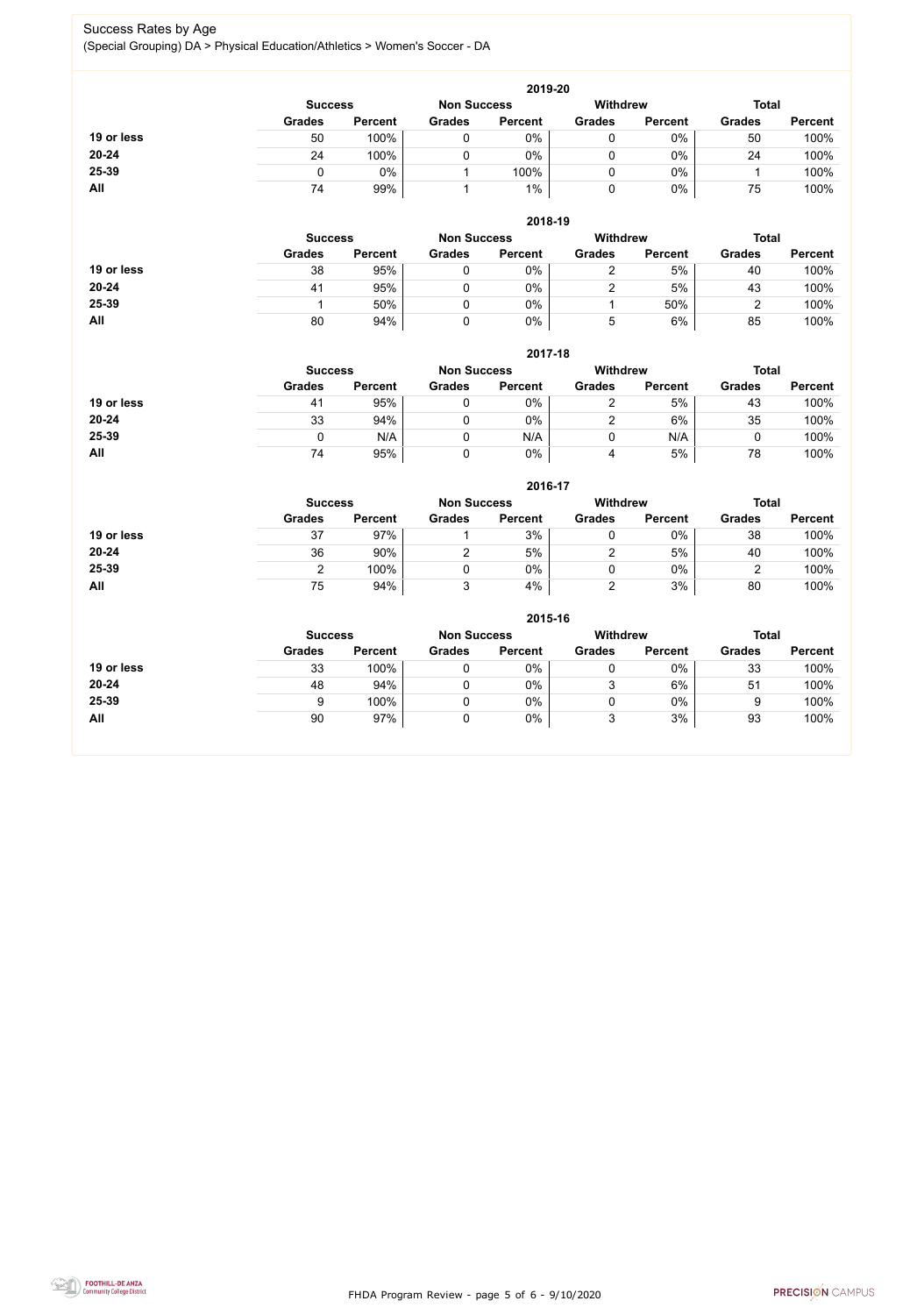# Success Rates by Age

(Special Grouping) DA > Physical Education/Athletics > Women's Soccer - DA

## 2019-20

| | Success | | Non Success | | Withdrew | | Total | |
|---|---|---|---|---|---|---|---|---|
| | Grades | Percent | Grades | Percent | Grades | Percent | Grades | Percent |
| 19 or less | 50 | 100% | 0 | 0% | 0 | 0% | 50 | 100% |
| 20-24 | 24 | 100% | 0 | 0% | 0 | 0% | 24 | 100% |
| 25-39 | 0 | 0% | 1 | 100% | 0 | 0% | 1 | 100% |
| All | 74 | 99% | 1 | 1% | 0 | 0% | 75 | 100% |

## 2018-19

| | Success | | Non Success | | Withdrew | | Total | |
|---|---|---|---|---|---|---|---|---|
| | Grades | Percent | Grades | Percent | Grades | Percent | Grades | Percent |
| 19 or less | 38 | 95% | 0 | 0% | 2 | 5% | 40 | 100% |
| 20-24 | 41 | 95% | 0 | 0% | 2 | 5% | 43 | 100% |
| 25-39 | 1 | 50% | 0 | 0% | 1 | 50% | 2 | 100% |
| All | 80 | 94% | 0 | 0% | 5 | 6% | 85 | 100% |

## 2017-18

| | Success | | Non Success | | Withdrew | | Total | |
|---|---|---|---|---|---|---|---|---|
| | Grades | Percent | Grades | Percent | Grades | Percent | Grades | Percent |
| 19 or less | 41 | 95% | 0 | 0% | 2 | 5% | 43 | 100% |
| 20-24 | 33 | 94% | 0 | 0% | 2 | 6% | 35 | 100% |
| 25-39 | 0 | N/A | 0 | N/A | 0 | N/A | 0 | 100% |
| All | 74 | 95% | 0 | 0% | 4 | 5% | 78 | 100% |

## 2016-17

| | Success | | Non Success | | Withdrew | | Total | |
|---|---|---|---|---|---|---|---|---|
| | Grades | Percent | Grades | Percent | Grades | Percent | Grades | Percent |
| 19 or less | 37 | 97% | 1 | 3% | 0 | 0% | 38 | 100% |
| 20-24 | 36 | 90% | 2 | 5% | 2 | 5% | 40 | 100% |
| 25-39 | 2 | 100% | 0 | 0% | 0 | 0% | 2 | 100% |
| All | 75 | 94% | 3 | 4% | 2 | 3% | 80 | 100% |

## 2015-16

| | Success | | Non Success | | Withdrew | | Total | |
|---|---|---|---|---|---|---|---|---|
| | Grades | Percent | Grades | Percent | Grades | Percent | Grades | Percent |
| 19 or less | 33 | 100% | 0 | 0% | 0 | 0% | 33 | 100% |
| 20-24 | 48 | 94% | 0 | 0% | 3 | 6% | 51 | 100% |
| 25-39 | 9 | 100% | 0 | 0% | 0 | 0% | 9 | 100% |
| All | 90 | 97% | 0 | 0% | 3 | 3% | 93 | 100% |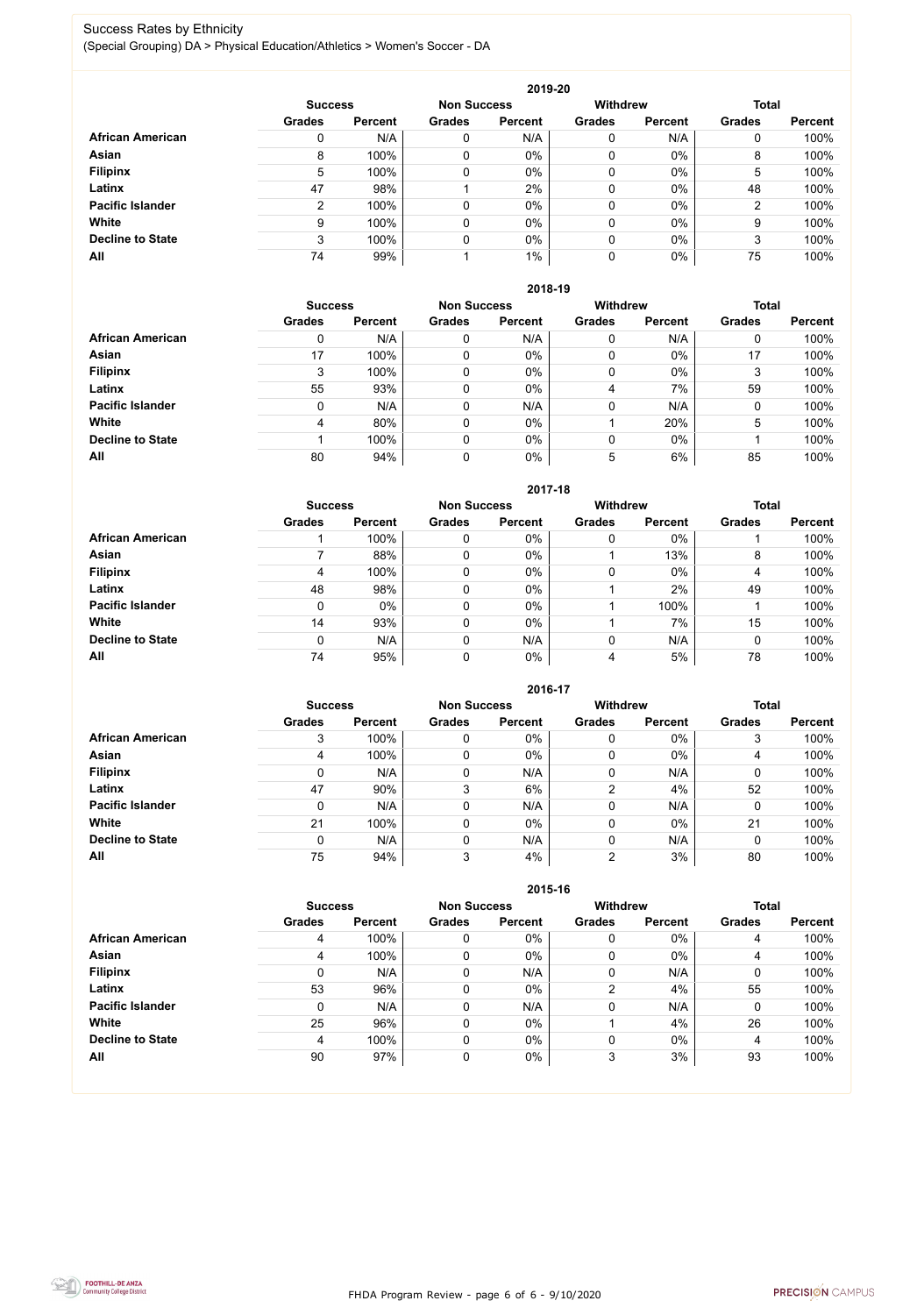# Success Rates by Ethnicity

(Special Grouping) DA > Physical Education/Athletics > Women's Soccer - DA

### 2019-20

| | Success | | Non Success | | Withdrew | | Total | |
|---|---|---|---|---|---|---|---|---|
| | Grades | Percent | Grades | Percent | Grades | Percent | Grades | Percent |
| **African American** | 0 | N/A | 0 | N/A | 0 | N/A | 0 | 100% |
| **Asian** | 8 | 100% | 0 | 0% | 0 | 0% | 8 | 100% |
| **Filipinx** | 5 | 100% | 0 | 0% | 0 | 0% | 5 | 100% |
| **Latinx** | 47 | 98% | 1 | 2% | 0 | 0% | 48 | 100% |
| **Pacific Islander** | 2 | 100% | 0 | 0% | 0 | 0% | 2 | 100% |
| **White** | 9 | 100% | 0 | 0% | 0 | 0% | 9 | 100% |
| **Decline to State** | 3 | 100% | 0 | 0% | 0 | 0% | 3 | 100% |
| **All** | 74 | 99% | 1 | 1% | 0 | 0% | 75 | 100% |

### 2018-19

| | Success | | Non Success | | Withdrew | | Total | |
|---|---|---|---|---|---|---|---|---|
| | Grades | Percent | Grades | Percent | Grades | Percent | Grades | Percent |
| **African American** | 0 | N/A | 0 | N/A | 0 | N/A | 0 | 100% |
| **Asian** | 17 | 100% | 0 | 0% | 0 | 0% | 17 | 100% |
| **Filipinx** | 3 | 100% | 0 | 0% | 0 | 0% | 3 | 100% |
| **Latinx** | 55 | 93% | 0 | 0% | 4 | 7% | 59 | 100% |
| **Pacific Islander** | 0 | N/A | 0 | N/A | 0 | N/A | 0 | 100% |
| **White** | 4 | 80% | 0 | 0% | 1 | 20% | 5 | 100% |
| **Decline to State** | 1 | 100% | 0 | 0% | 0 | 0% | 1 | 100% |
| **All** | 80 | 94% | 0 | 0% | 5 | 6% | 85 | 100% |

### 2017-18

| | Success | | Non Success | | Withdrew | | Total | |
|---|---|---|---|---|---|---|---|---|
| | Grades | Percent | Grades | Percent | Grades | Percent | Grades | Percent |
| **African American** | 1 | 100% | 0 | 0% | 0 | 0% | 1 | 100% |
| **Asian** | 7 | 88% | 0 | 0% | 1 | 13% | 8 | 100% |
| **Filipinx** | 4 | 100% | 0 | 0% | 0 | 0% | 4 | 100% |
| **Latinx** | 48 | 98% | 0 | 0% | 1 | 2% | 49 | 100% |
| **Pacific Islander** | 0 | 0% | 0 | 0% | 1 | 100% | 1 | 100% |
| **White** | 14 | 93% | 0 | 0% | 1 | 7% | 15 | 100% |
| **Decline to State** | 0 | N/A | 0 | N/A | 0 | N/A | 0 | 100% |
| **All** | 74 | 95% | 0 | 0% | 4 | 5% | 78 | 100% |

### 2016-17

| | Success | | Non Success | | Withdrew | | Total | |
|---|---|---|---|---|---|---|---|---|
| | Grades | Percent | Grades | Percent | Grades | Percent | Grades | Percent |
| **African American** | 3 | 100% | 0 | 0% | 0 | 0% | 3 | 100% |
| **Asian** | 4 | 100% | 0 | 0% | 0 | 0% | 4 | 100% |
| **Filipinx** | 0 | N/A | 0 | N/A | 0 | N/A | 0 | 100% |
| **Latinx** | 47 | 90% | 3 | 6% | 2 | 4% | 52 | 100% |
| **Pacific Islander** | 0 | N/A | 0 | N/A | 0 | N/A | 0 | 100% |
| **White** | 21 | 100% | 0 | 0% | 0 | 0% | 21 | 100% |
| **Decline to State** | 0 | N/A | 0 | N/A | 0 | N/A | 0 | 100% |
| **All** | 75 | 94% | 3 | 4% | 2 | 3% | 80 | 100% |

### 2015-16

| | Success | | Non Success | | Withdrew | | Total | |
|---|---|---|---|---|---|---|---|---|
| | Grades | Percent | Grades | Percent | Grades | Percent | Grades | Percent |
| **African American** | 4 | 100% | 0 | 0% | 0 | 0% | 4 | 100% |
| **Asian** | 4 | 100% | 0 | 0% | 0 | 0% | 4 | 100% |
| **Filipinx** | 0 | N/A | 0 | N/A | 0 | N/A | 0 | 100% |
| **Latinx** | 53 | 96% | 0 | 0% | 2 | 4% | 55 | 100% |
| **Pacific Islander** | 0 | N/A | 0 | N/A | 0 | N/A | 0 | 100% |
| **White** | 25 | 96% | 0 | 0% | 1 | 4% | 26 | 100% |
| **Decline to State** | 4 | 100% | 0 | 0% | 0 | 0% | 4 | 100% |
| **All** | 90 | 97% | 0 | 0% | 3 | 3% | 93 | 100% |